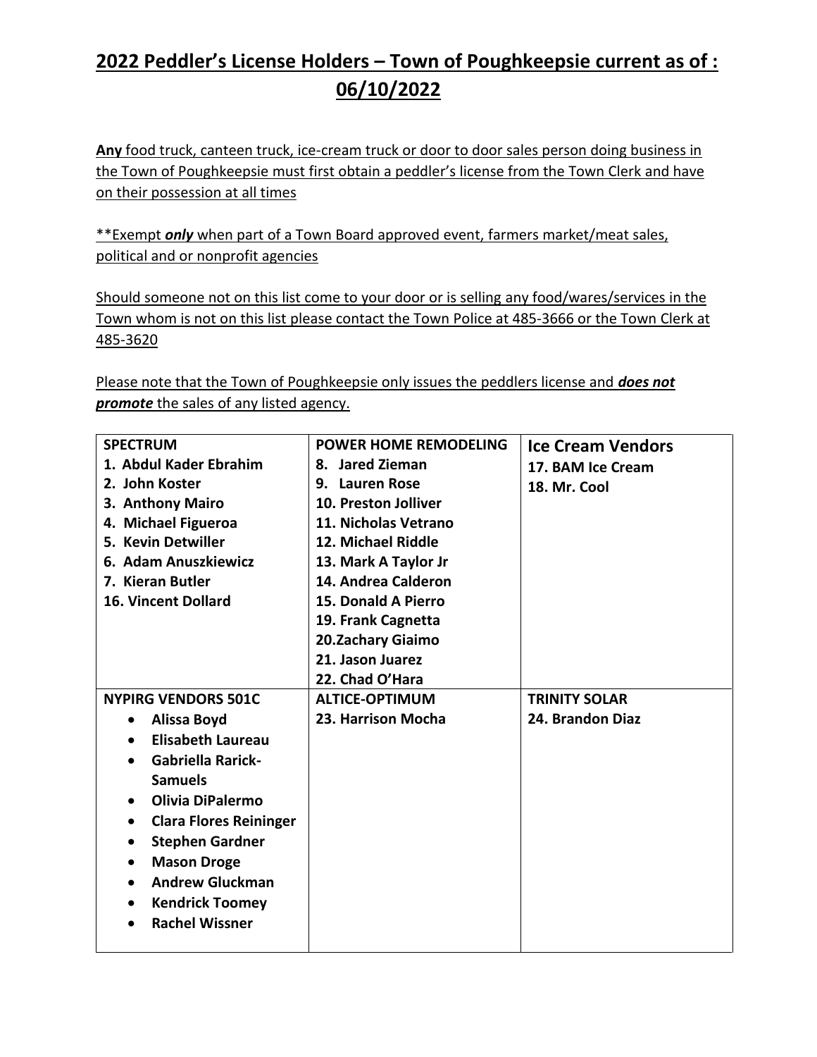# 2022 Peddler's License Holders – Town of Poughkeepsie current as of : 06/10/2022

**Any** food truck, canteen truck, ice-cream truck or door to door sales person doing business in the Town of Poughkeepsie must first obtain a peddler's license from the Town Clerk and have on their possession at all times

**Exempt ***only*** when part of a Town Board approved event, farmers market/meat sales, political and or nonprofit agencies

Should someone not on this list come to your door or is selling any food/wares/services in the Town whom is not on this list please contact the Town Police at 485-3666 or the Town Clerk at 485-3620

Please note that the Town of Poughkeepsie only issues the peddlers license and ***does not promote*** the sales of any listed agency.

| **SPECTRUM** | **POWER HOME REMODELING** | **Ice Cream Vendors** |
|---|---|---|
| **1. Abdul Kader Ebrahim**<br>**2. John Koster**<br>**3. Anthony Mairo**<br>**4. Michael Figueroa**<br>**5. Kevin Detwiller**<br>**6. Adam Anuszkiewicz**<br>**7. Kieran Butler**<br>**16. Vincent Dollard** | **8. Jared Zieman**<br>**9. Lauren Rose**<br>**10. Preston Jolliver**<br>**11. Nicholas Vetrano**<br>**12. Michael Riddle**<br>**13. Mark A Taylor Jr**<br>**14. Andrea Calderon**<br>**15. Donald A Pierro**<br>**19. Frank Cagnetta**<br>**20.Zachary Giaimo**<br>**21. Jason Juarez**<br>**22. Chad O'Hara** | **17. BAM Ice Cream**<br>**18. Mr. Cool** |
| **NYPIRG VENDORS 501C**<br>• **Alissa Boyd**<br>• **Elisabeth Laureau**<br>• **Gabriella Rarick-Samuels**<br>• **Olivia DiPalermo**<br>• **Clara Flores Reininger**<br>• **Stephen Gardner**<br>• **Mason Droge**<br>• **Andrew Gluckman**<br>• **Kendrick Toomey**<br>• **Rachel Wissner** | **ALTICE-OPTIMUM**<br>**23. Harrison Mocha** | **TRINITY SOLAR**<br>**24. Brandon Diaz** |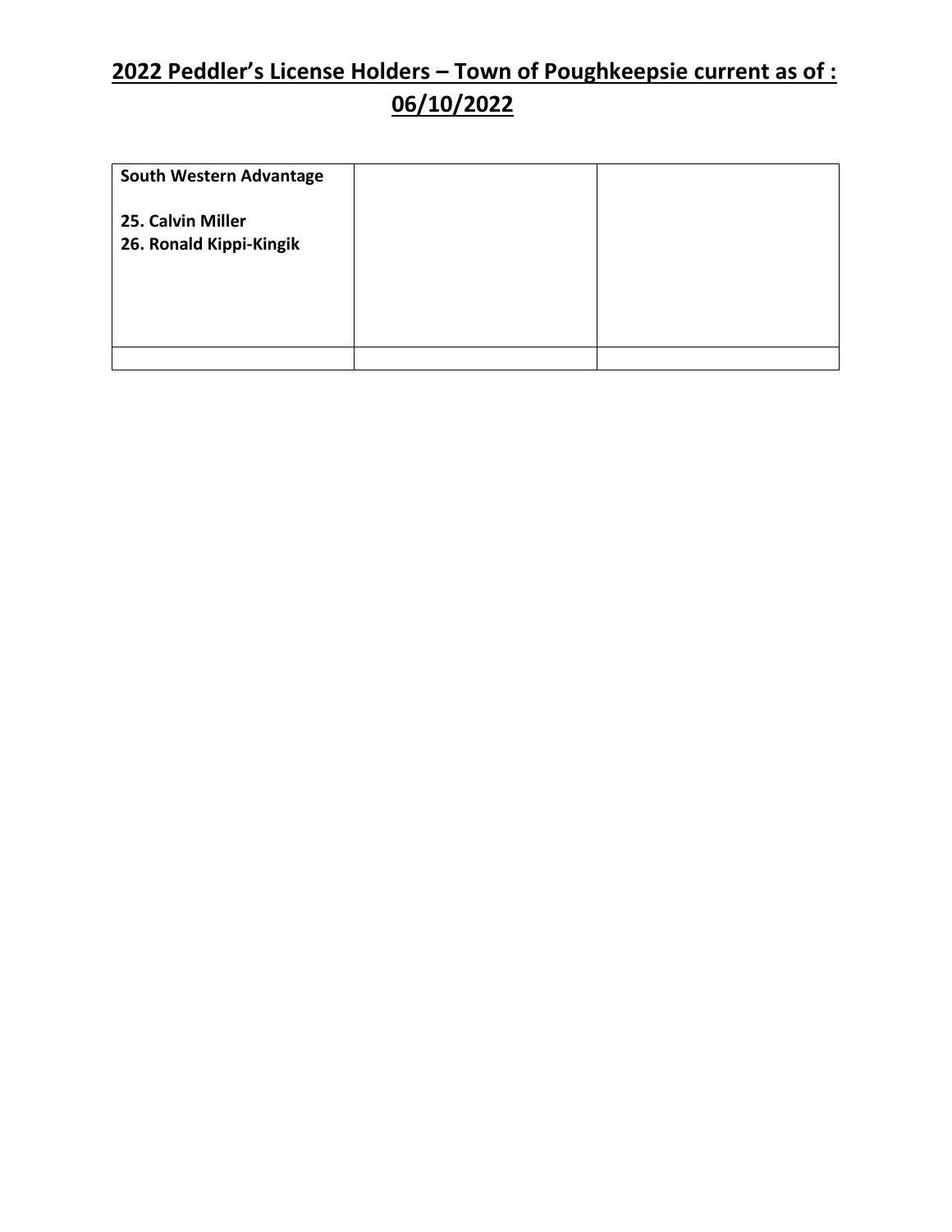## 2022 Peddler's License Holders – Town of Poughkeepsie current as of : 06/10/2022

| | | |
|---|---|---|
| **South Western Advantage**<br><br>**25. Calvin Miller**<br>**26. Ronald Kippi-Kingik** | | |
| | | |